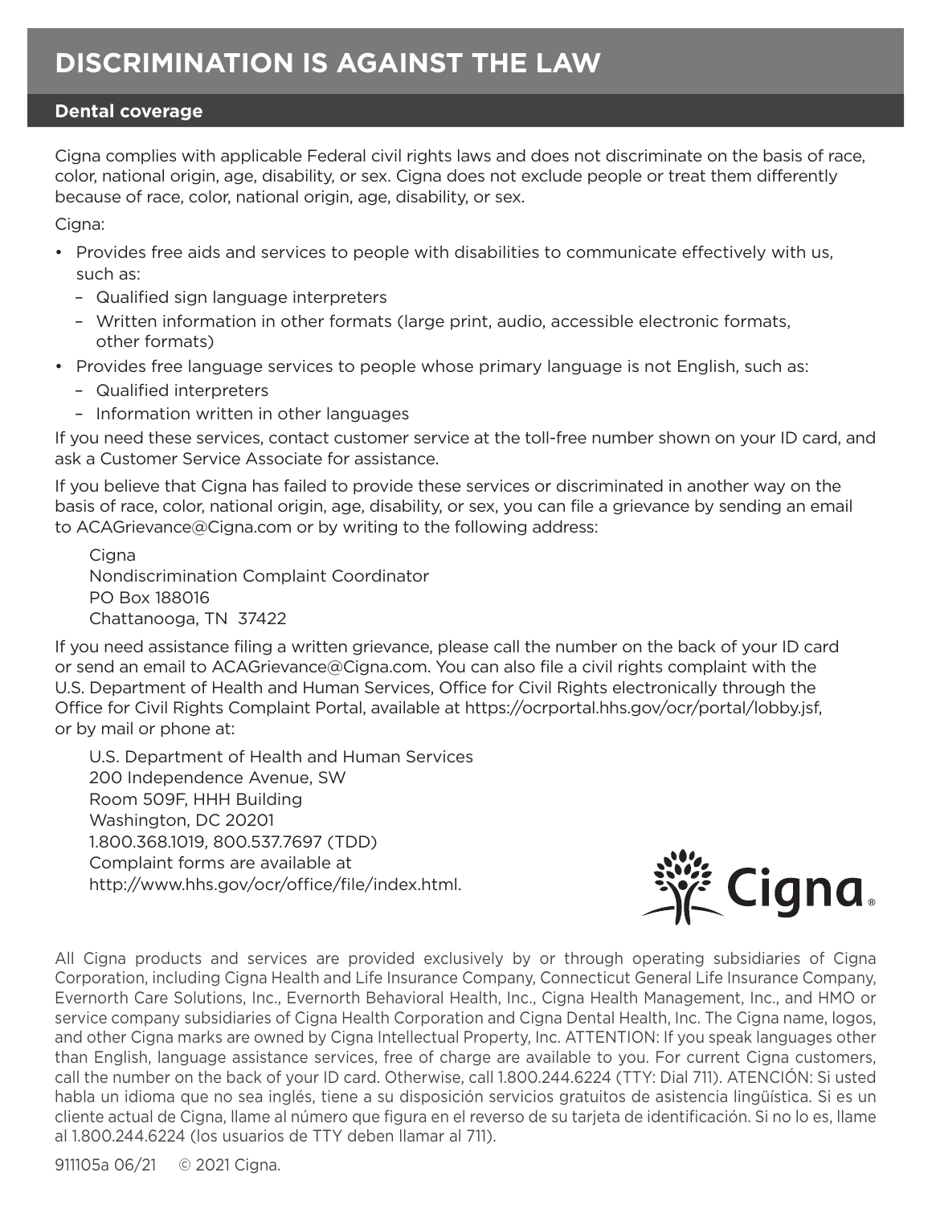# DISCRIMINATION IS AGAINST THE LAW

## Dental coverage

Cigna complies with applicable Federal civil rights laws and does not discriminate on the basis of race, color, national origin, age, disability, or sex. Cigna does not exclude people or treat them differently because of race, color, national origin, age, disability, or sex.

Cigna:

- Provides free aids and services to people with disabilities to communicate effectively with us, such as:
  - Qualified sign language interpreters
  - Written information in other formats (large print, audio, accessible electronic formats, other formats)
- Provides free language services to people whose primary language is not English, such as:
  - Qualified interpreters
  - Information written in other languages

If you need these services, contact customer service at the toll-free number shown on your ID card, and ask a Customer Service Associate for assistance.

If you believe that Cigna has failed to provide these services or discriminated in another way on the basis of race, color, national origin, age, disability, or sex, you can file a grievance by sending an email to ACAGrievance@Cigna.com or by writing to the following address:

Cigna
Nondiscrimination Complaint Coordinator
PO Box 188016
Chattanooga, TN 37422

If you need assistance filing a written grievance, please call the number on the back of your ID card or send an email to ACAGrievance@Cigna.com. You can also file a civil rights complaint with the U.S. Department of Health and Human Services, Office for Civil Rights electronically through the Office for Civil Rights Complaint Portal, available at https://ocrportal.hhs.gov/ocr/portal/lobby.jsf, or by mail or phone at:

U.S. Department of Health and Human Services
200 Independence Avenue, SW
Room 509F, HHH Building
Washington, DC 20201
1.800.368.1019, 800.537.7697 (TDD)
Complaint forms are available at
http://www.hhs.gov/ocr/office/file/index.html.

All Cigna products and services are provided exclusively by or through operating subsidiaries of Cigna Corporation, including Cigna Health and Life Insurance Company, Connecticut General Life Insurance Company, Evernorth Care Solutions, Inc., Evernorth Behavioral Health, Inc., Cigna Health Management, Inc., and HMO or service company subsidiaries of Cigna Health Corporation and Cigna Dental Health, Inc. The Cigna name, logos, and other Cigna marks are owned by Cigna Intellectual Property, Inc. ATTENTION: If you speak languages other than English, language assistance services, free of charge are available to you. For current Cigna customers, call the number on the back of your ID card. Otherwise, call 1.800.244.6224 (TTY: Dial 711). ATENCIÓN: Si usted habla un idioma que no sea inglés, tiene a su disposición servicios gratuitos de asistencia lingüística. Si es un cliente actual de Cigna, llame al número que figura en el reverso de su tarjeta de identificación. Si no lo es, llame al 1.800.244.6224 (los usuarios de TTY deben llamar al 711).

911105a 06/21 © 2021 Cigna.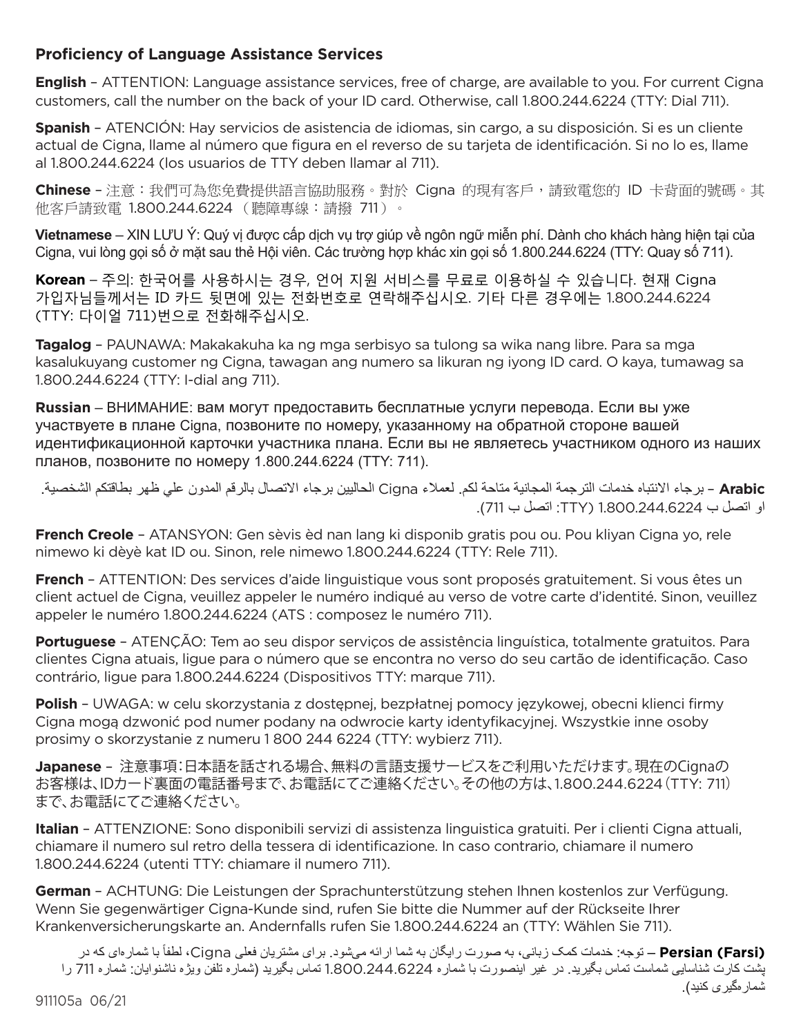## Proficiency of Language Assistance Services

**English** – ATTENTION: Language assistance services, free of charge, are available to you. For current Cigna customers, call the number on the back of your ID card. Otherwise, call 1.800.244.6224 (TTY: Dial 711).

**Spanish** – ATENCIÓN: Hay servicios de asistencia de idiomas, sin cargo, a su disposición. Si es un cliente actual de Cigna, llame al número que figura en el reverso de su tarjeta de identificación. Si no lo es, llame al 1.800.244.6224 (los usuarios de TTY deben llamar al 711).

**Chinese** – 注意：我們可為您免費提供語言協助服務。對於 Cigna 的現有客戶，請致電您的 ID 卡背面的號碼。其他客戶請致電 1.800.244.6224 （聽障專線：請撥 711）。

**Vietnamese** – XIN LƯU Ý: Quý vị được cấp dịch vụ trợ giúp về ngôn ngữ miễn phí. Dành cho khách hàng hiện tại của Cigna, vui lòng gọi số ở mặt sau thẻ Hội viên. Các trường hợp khác xin gọi số 1.800.244.6224 (TTY: Quay số 711).

**Korean** – 주의: 한국어를 사용하시는 경우, 언어 지원 서비스를 무료로 이용하실 수 있습니다. 현재 Cigna 가입자님들께서는 ID 카드 뒷면에 있는 전화번호로 연락해주십시오. 기타 다른 경우에는 1.800.244.6224 (TTY: 다이얼 711)번으로 전화해주십시오.

**Tagalog** – PAUNAWA: Makakakuha ka ng mga serbisyo sa tulong sa wika nang libre. Para sa mga kasalukuyang customer ng Cigna, tawagan ang numero sa likuran ng iyong ID card. O kaya, tumawag sa 1.800.244.6224 (TTY: I-dial ang 711).

**Russian** – ВНИМАНИЕ: вам могут предоставить бесплатные услуги перевода. Если вы уже участвуете в плане Cigna, позвоните по номеру, указанному на обратной стороне вашей идентификационной карточки участника плана. Если вы не являетесь участником одного из наших планов, позвоните по номеру 1.800.244.6224 (TTY: 711).

**Arabic** – برجاء الانتباه خدمات الترجمة المجانية متاحة لكم. لعملاء Cigna الحاليين برجاء الاتصال بالرقم المدون علي ظهر بطاقتكم الشخصية. او اتصل ب 1.800.244.6224 (TTY: اتصل ب 711).

**French Creole** – ATANSYON: Gen sèvis èd nan lang ki disponib gratis pou ou. Pou kliyan Cigna yo, rele nimewo ki dèyè kat ID ou. Sinon, rele nimewo 1.800.244.6224 (TTY: Rele 711).

**French** – ATTENTION: Des services d'aide linguistique vous sont proposés gratuitement. Si vous êtes un client actuel de Cigna, veuillez appeler le numéro indiqué au verso de votre carte d'identité. Sinon, veuillez appeler le numéro 1.800.244.6224 (ATS : composez le numéro 711).

**Portuguese** – ATENÇÃO: Tem ao seu dispor serviços de assistência linguística, totalmente gratuitos. Para clientes Cigna atuais, ligue para o número que se encontra no verso do seu cartão de identificação. Caso contrário, ligue para 1.800.244.6224 (Dispositivos TTY: marque 711).

**Polish** – UWAGA: w celu skorzystania z dostępnej, bezpłatnej pomocy językowej, obecni klienci firmy Cigna mogą dzwonić pod numer podany na odwrocie karty identyfikacyjnej. Wszystkie inne osoby prosimy o skorzystanie z numeru 1 800 244 6224 (TTY: wybierz 711).

**Japanese** – 注意事項：日本語を話される場合、無料の言語支援サービスをご利用いただけます。現在のCignaのお客様は、IDカード裏面の電話番号まで、お電話にてご連絡ください。その他の方は、1.800.244.6224（TTY: 711）まで、お電話にてご連絡ください。

**Italian** – ATTENZIONE: Sono disponibili servizi di assistenza linguistica gratuiti. Per i clienti Cigna attuali, chiamare il numero sul retro della tessera di identificazione. In caso contrario, chiamare il numero 1.800.244.6224 (utenti TTY: chiamare il numero 711).

**German** – ACHTUNG: Die Leistungen der Sprachunterstützung stehen Ihnen kostenlos zur Verfügung. Wenn Sie gegenwärtiger Cigna-Kunde sind, rufen Sie bitte die Nummer auf der Rückseite Ihrer Krankenversicherungskarte an. Andernfalls rufen Sie 1.800.244.6224 an (TTY: Wählen Sie 711).

**Persian (Farsi)** – توجه: خدمات کمک زبانی، به صورت رایگان به شما ارائه میشود. برای مشتریان فعلی Cigna، لطفاً با شمارهای که در پشت کارت شناسایی شماست تماس بگیرید. در غیر اینصورت با شماره 1.800.244.6224 تماس بگیرید (شماره تلفن ویژه ناشنوایان: شماره 711 را شمارهگیری کنید).

911105a 06/21